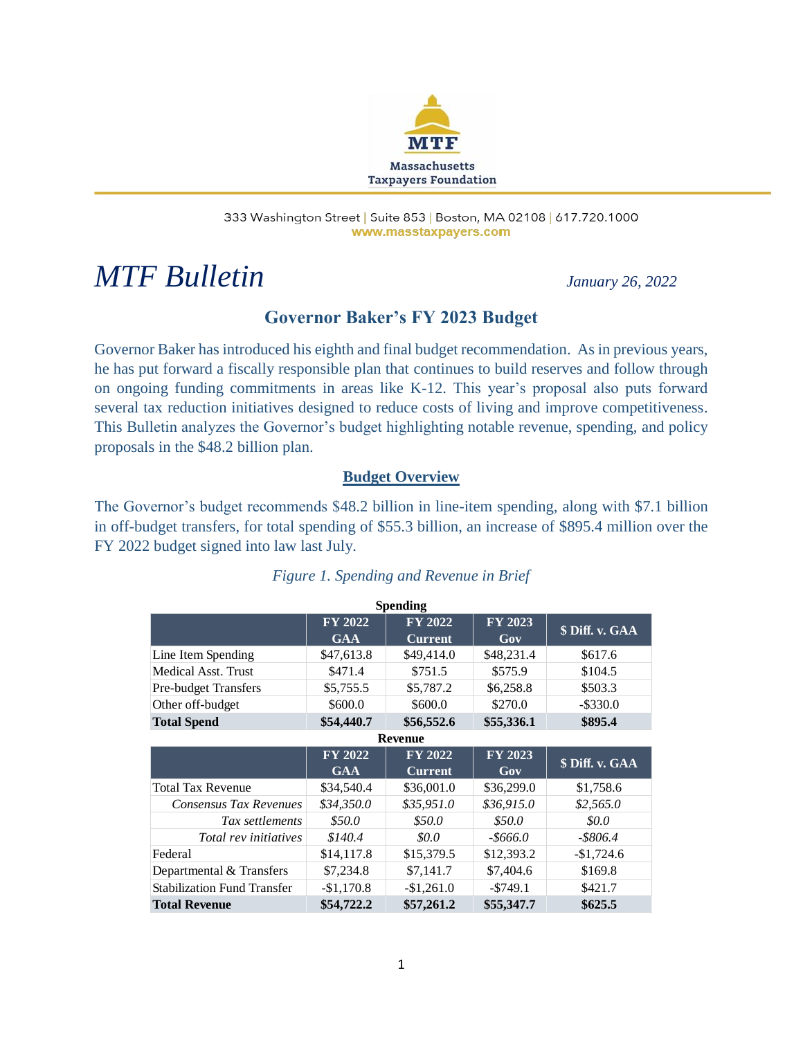Massachusetts Taxpayers Foundation

333 Washington Street | Suite 853 | Boston, MA 02108 | 617.720.1000
www.masstaxpayers.com

# MTF Bulletin

*January 26, 2022*

## Governor Baker's FY 2023 Budget

Governor Baker has introduced his eighth and final budget recommendation. As in previous years, he has put forward a fiscally responsible plan that continues to build reserves and follow through on ongoing funding commitments in areas like K-12. This year's proposal also puts forward several tax reduction initiatives designed to reduce costs of living and improve competitiveness. This Bulletin analyzes the Governor's budget highlighting notable revenue, spending, and policy proposals in the $48.2 billion plan.

### Budget Overview

The Governor's budget recommends $48.2 billion in line-item spending, along with $7.1 billion in off-budget transfers, for total spending of $55.3 billion, an increase of $895.4 million over the FY 2022 budget signed into law last July.

*Figure 1. Spending and Revenue in Brief*

**Spending**

| | FY 2022 GAA | FY 2022 Current | FY 2023 Gov | $ Diff. v. GAA |
|---|---|---|---|---|
| Line Item Spending | $47,613.8 | $49,414.0 | $48,231.4 | $617.6 |
| Medical Asst. Trust | $471.4 | $751.5 | $575.9 | $104.5 |
| Pre-budget Transfers | $5,755.5 | $5,787.2 | $6,258.8 | $503.3 |
| Other off-budget | $600.0 | $600.0 | $270.0 | -$330.0 |
| **Total Spend** | **$54,440.7** | **$56,552.6** | **$55,336.1** | **$895.4** |

**Revenue**

| | FY 2022 GAA | FY 2022 Current | FY 2023 Gov | $ Diff. v. GAA |
|---|---|---|---|---|
| Total Tax Revenue | $34,540.4 | $36,001.0 | $36,299.0 | $1,758.6 |
| *Consensus Tax Revenues* | *$34,350.0* | *$35,951.0* | *$36,915.0* | *$2,565.0* |
| *Tax settlements* | *$50.0* | *$50.0* | *$50.0* | *$0.0* |
| *Total rev initiatives* | *$140.4* | *$0.0* | *-$666.0* | *-$806.4* |
| Federal | $14,117.8 | $15,379.5 | $12,393.2 | -$1,724.6 |
| Departmental & Transfers | $7,234.8 | $7,141.7 | $7,404.6 | $169.8 |
| Stabilization Fund Transfer | -$1,170.8 | -$1,261.0 | -$749.1 | $421.7 |
| **Total Revenue** | **$54,722.2** | **$57,261.2** | **$55,347.7** | **$625.5** |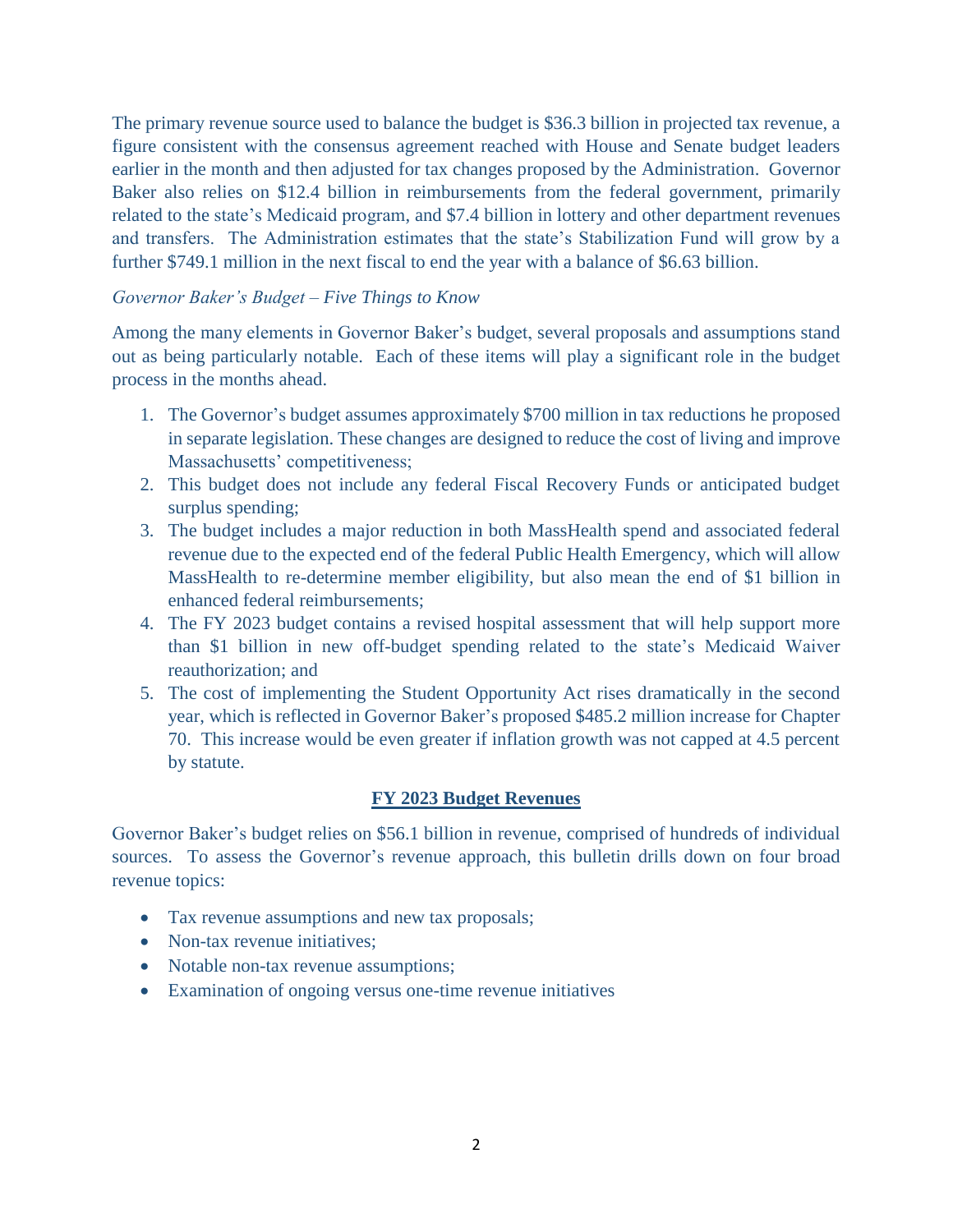The primary revenue source used to balance the budget is $36.3 billion in projected tax revenue, a figure consistent with the consensus agreement reached with House and Senate budget leaders earlier in the month and then adjusted for tax changes proposed by the Administration. Governor Baker also relies on $12.4 billion in reimbursements from the federal government, primarily related to the state's Medicaid program, and $7.4 billion in lottery and other department revenues and transfers. The Administration estimates that the state's Stabilization Fund will grow by a further $749.1 million in the next fiscal to end the year with a balance of $6.63 billion.

*Governor Baker's Budget – Five Things to Know*

Among the many elements in Governor Baker's budget, several proposals and assumptions stand out as being particularly notable. Each of these items will play a significant role in the budget process in the months ahead.

1. The Governor's budget assumes approximately $700 million in tax reductions he proposed in separate legislation. These changes are designed to reduce the cost of living and improve Massachusetts' competitiveness;
2. This budget does not include any federal Fiscal Recovery Funds or anticipated budget surplus spending;
3. The budget includes a major reduction in both MassHealth spend and associated federal revenue due to the expected end of the federal Public Health Emergency, which will allow MassHealth to re-determine member eligibility, but also mean the end of $1 billion in enhanced federal reimbursements;
4. The FY 2023 budget contains a revised hospital assessment that will help support more than $1 billion in new off-budget spending related to the state's Medicaid Waiver reauthorization; and
5. The cost of implementing the Student Opportunity Act rises dramatically in the second year, which is reflected in Governor Baker's proposed $485.2 million increase for Chapter 70. This increase would be even greater if inflation growth was not capped at 4.5 percent by statute.

## FY 2023 Budget Revenues

Governor Baker's budget relies on $56.1 billion in revenue, comprised of hundreds of individual sources. To assess the Governor's revenue approach, this bulletin drills down on four broad revenue topics:

- Tax revenue assumptions and new tax proposals;
- Non-tax revenue initiatives;
- Notable non-tax revenue assumptions;
- Examination of ongoing versus one-time revenue initiatives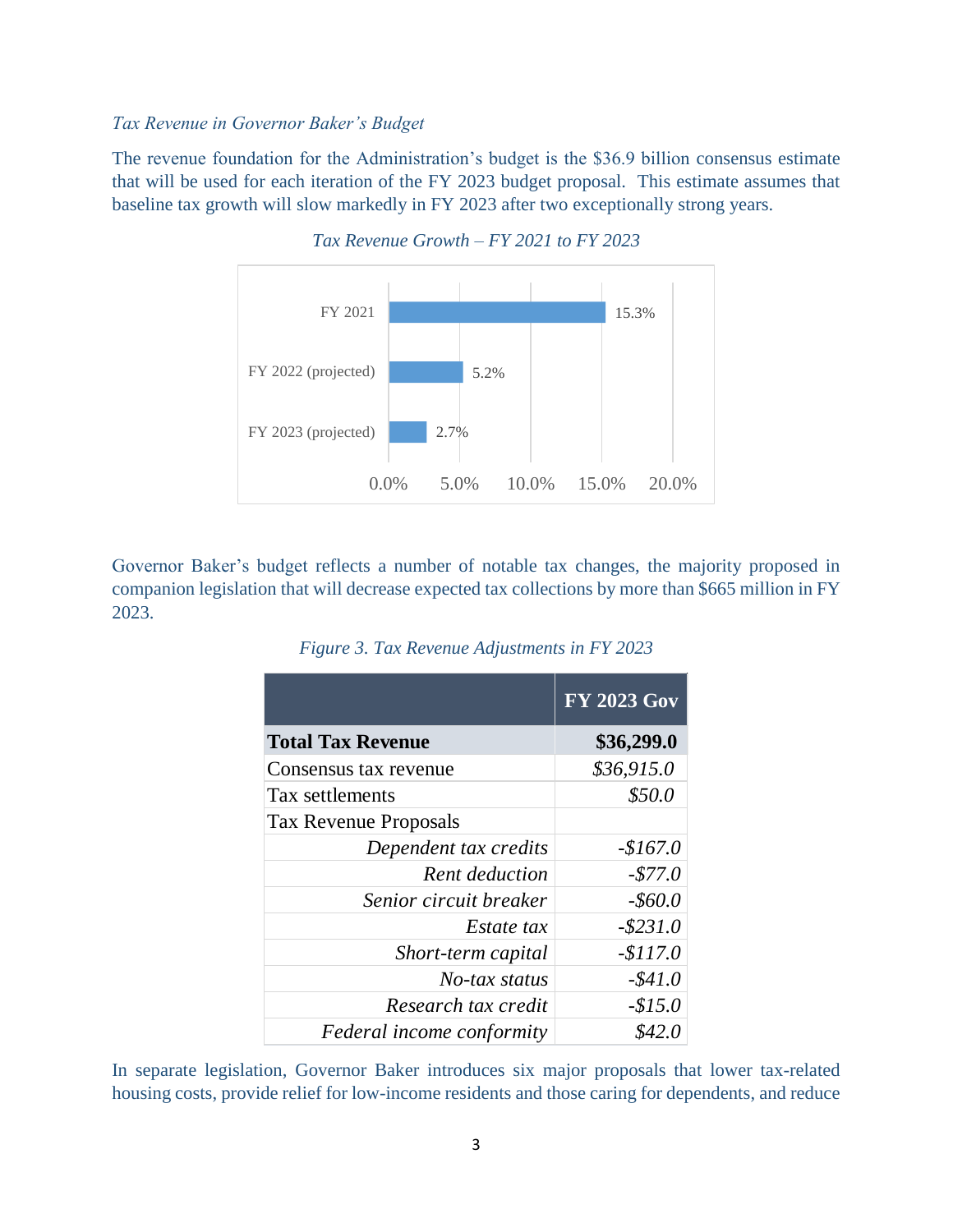*Tax Revenue in Governor Baker's Budget*

The revenue foundation for the Administration's budget is the $36.9 billion consensus estimate that will be used for each iteration of the FY 2023 budget proposal. This estimate assumes that baseline tax growth will slow markedly in FY 2023 after two exceptionally strong years.

*Tax Revenue Growth – FY 2021 to FY 2023*

FY 2021 15.3%
FY 2022 (projected) 5.2%
FY 2023 (projected) 2.7%
0.0% 5.0% 10.0% 15.0% 20.0%

Governor Baker's budget reflects a number of notable tax changes, the majority proposed in companion legislation that will decrease expected tax collections by more than $665 million in FY 2023.

*Figure 3. Tax Revenue Adjustments in FY 2023*

| | FY 2023 Gov |
|---|---|
| **Total Tax Revenue** | **$36,299.0** |
| Consensus tax revenue | *$36,915.0* |
| Tax settlements | *$50.0* |
| Tax Revenue Proposals | |
| *Dependent tax credits* | *-$167.0* |
| *Rent deduction* | *-$77.0* |
| *Senior circuit breaker* | *-$60.0* |
| *Estate tax* | *-$231.0* |
| *Short-term capital* | *-$117.0* |
| *No-tax status* | *-$41.0* |
| *Research tax credit* | *-$15.0* |
| *Federal income conformity* | *$42.0* |

In separate legislation, Governor Baker introduces six major proposals that lower tax-related housing costs, provide relief for low-income residents and those caring for dependents, and reduce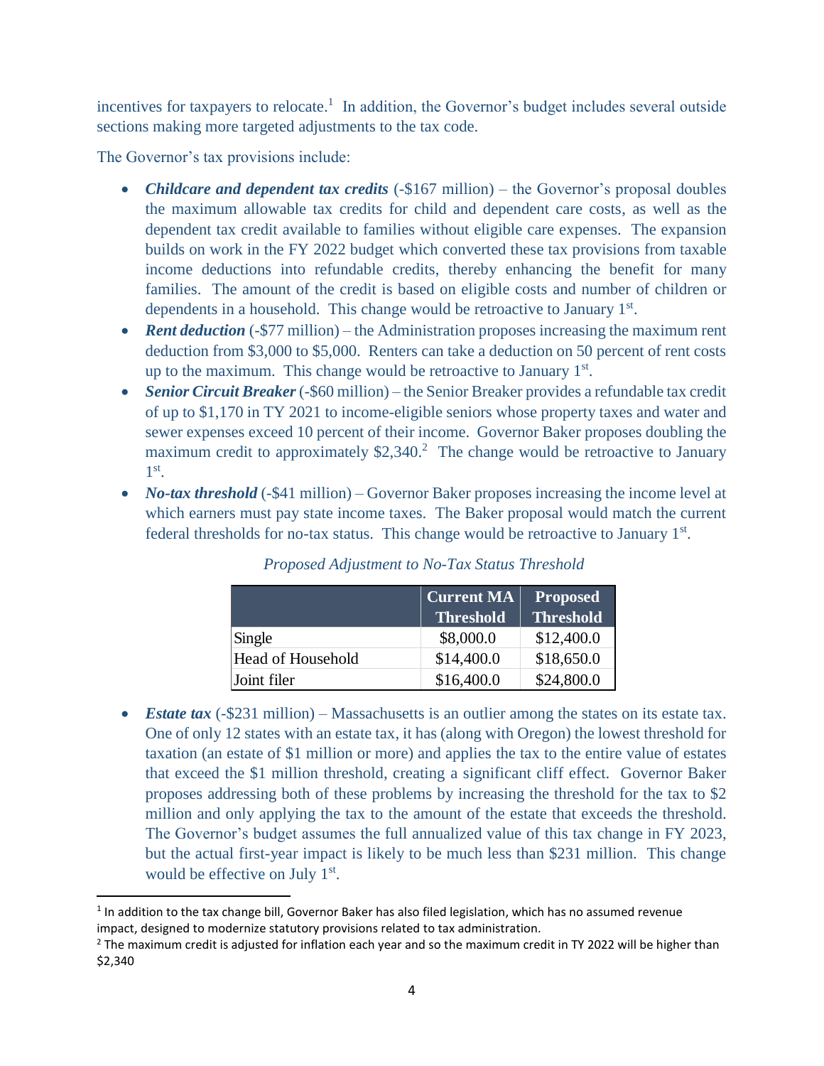incentives for taxpayers to relocate.[1] In addition, the Governor's budget includes several outside sections making more targeted adjustments to the tax code.

The Governor's tax provisions include:

- ***Childcare and dependent tax credits*** (-$167 million) – the Governor's proposal doubles the maximum allowable tax credits for child and dependent care costs, as well as the dependent tax credit available to families without eligible care expenses. The expansion builds on work in the FY 2022 budget which converted these tax provisions from taxable income deductions into refundable credits, thereby enhancing the benefit for many families. The amount of the credit is based on eligible costs and number of children or dependents in a household. This change would be retroactive to January 1st.
- ***Rent deduction*** (-$77 million) – the Administration proposes increasing the maximum rent deduction from $3,000 to $5,000. Renters can take a deduction on 50 percent of rent costs up to the maximum. This change would be retroactive to January 1st.
- ***Senior Circuit Breaker*** (-$60 million) – the Senior Breaker provides a refundable tax credit of up to $1,170 in TY 2021 to income-eligible seniors whose property taxes and water and sewer expenses exceed 10 percent of their income. Governor Baker proposes doubling the maximum credit to approximately $2,340.[2] The change would be retroactive to January 1st.
- ***No-tax threshold*** (-$41 million) – Governor Baker proposes increasing the income level at which earners must pay state income taxes. The Baker proposal would match the current federal thresholds for no-tax status. This change would be retroactive to January 1st.

*Proposed Adjustment to No-Tax Status Threshold*

| | Current MA Threshold | Proposed Threshold |
|---|---|---|
| Single | $8,000.0 | $12,400.0 |
| Head of Household | $14,400.0 | $18,650.0 |
| Joint filer | $16,400.0 | $24,800.0 |

- ***Estate tax*** (-$231 million) – Massachusetts is an outlier among the states on its estate tax. One of only 12 states with an estate tax, it has (along with Oregon) the lowest threshold for taxation (an estate of $1 million or more) and applies the tax to the entire value of estates that exceed the $1 million threshold, creating a significant cliff effect. Governor Baker proposes addressing both of these problems by increasing the threshold for the tax to $2 million and only applying the tax to the amount of the estate that exceeds the threshold. The Governor's budget assumes the full annualized value of this tax change in FY 2023, but the actual first-year impact is likely to be much less than $231 million. This change would be effective on July 1st.

[1] In addition to the tax change bill, Governor Baker has also filed legislation, which has no assumed revenue impact, designed to modernize statutory provisions related to tax administration.

[2] The maximum credit is adjusted for inflation each year and so the maximum credit in TY 2022 will be higher than $2,340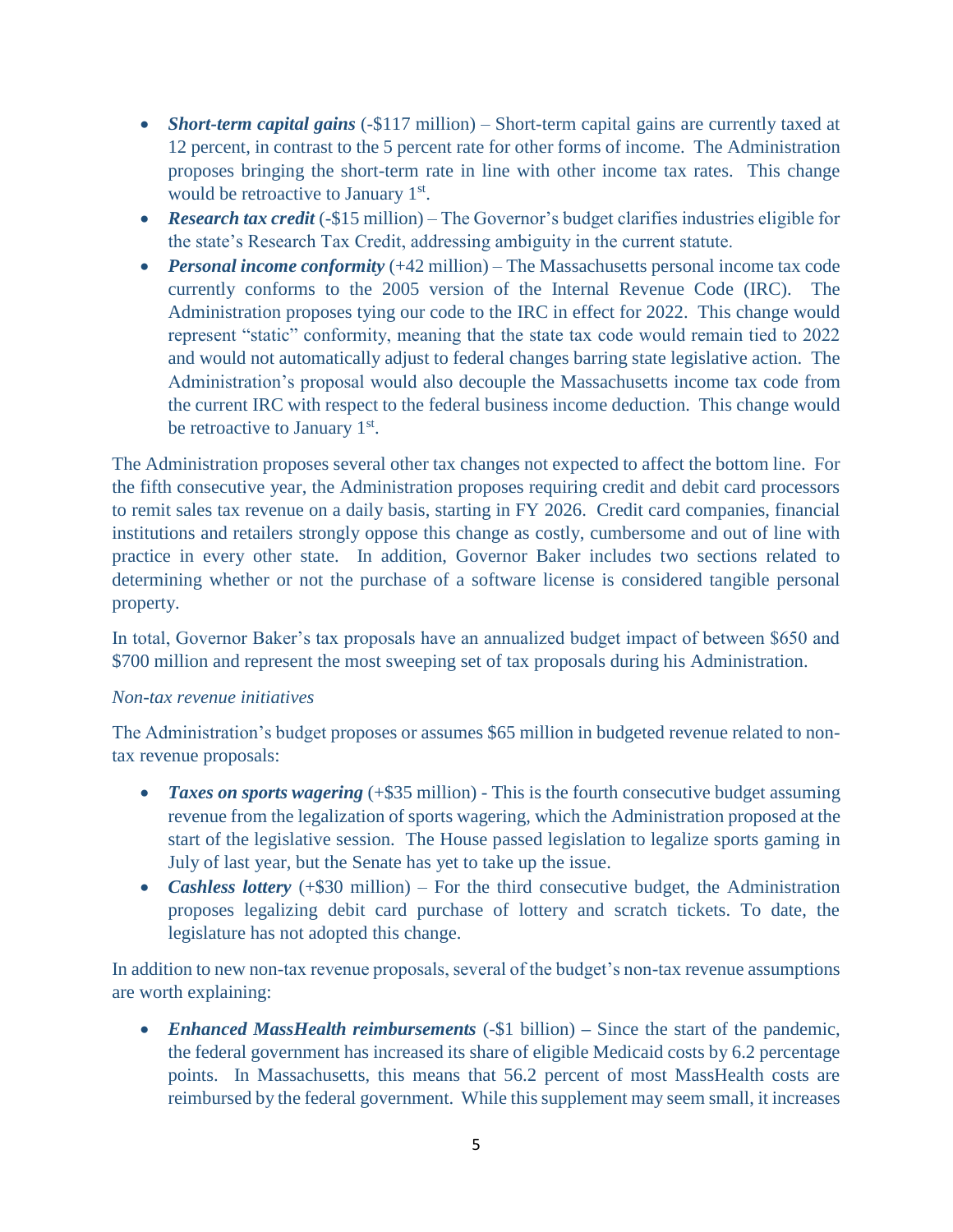- ***Short-term capital gains*** (-$117 million) – Short-term capital gains are currently taxed at 12 percent, in contrast to the 5 percent rate for other forms of income. The Administration proposes bringing the short-term rate in line with other income tax rates. This change would be retroactive to January 1st.
- ***Research tax credit*** (-$15 million) – The Governor's budget clarifies industries eligible for the state's Research Tax Credit, addressing ambiguity in the current statute.
- ***Personal income conformity*** (+42 million) – The Massachusetts personal income tax code currently conforms to the 2005 version of the Internal Revenue Code (IRC). The Administration proposes tying our code to the IRC in effect for 2022. This change would represent "static" conformity, meaning that the state tax code would remain tied to 2022 and would not automatically adjust to federal changes barring state legislative action. The Administration's proposal would also decouple the Massachusetts income tax code from the current IRC with respect to the federal business income deduction. This change would be retroactive to January 1st.

The Administration proposes several other tax changes not expected to affect the bottom line. For the fifth consecutive year, the Administration proposes requiring credit and debit card processors to remit sales tax revenue on a daily basis, starting in FY 2026. Credit card companies, financial institutions and retailers strongly oppose this change as costly, cumbersome and out of line with practice in every other state. In addition, Governor Baker includes two sections related to determining whether or not the purchase of a software license is considered tangible personal property.

In total, Governor Baker's tax proposals have an annualized budget impact of between $650 and $700 million and represent the most sweeping set of tax proposals during his Administration.

*Non-tax revenue initiatives*

The Administration's budget proposes or assumes $65 million in budgeted revenue related to non-tax revenue proposals:

- ***Taxes on sports wagering*** (+$35 million) - This is the fourth consecutive budget assuming revenue from the legalization of sports wagering, which the Administration proposed at the start of the legislative session. The House passed legislation to legalize sports gaming in July of last year, but the Senate has yet to take up the issue.
- ***Cashless lottery*** (+$30 million) – For the third consecutive budget, the Administration proposes legalizing debit card purchase of lottery and scratch tickets. To date, the legislature has not adopted this change.

In addition to new non-tax revenue proposals, several of the budget's non-tax revenue assumptions are worth explaining:

- ***Enhanced MassHealth reimbursements*** (-$1 billion) **–** Since the start of the pandemic, the federal government has increased its share of eligible Medicaid costs by 6.2 percentage points. In Massachusetts, this means that 56.2 percent of most MassHealth costs are reimbursed by the federal government. While this supplement may seem small, it increases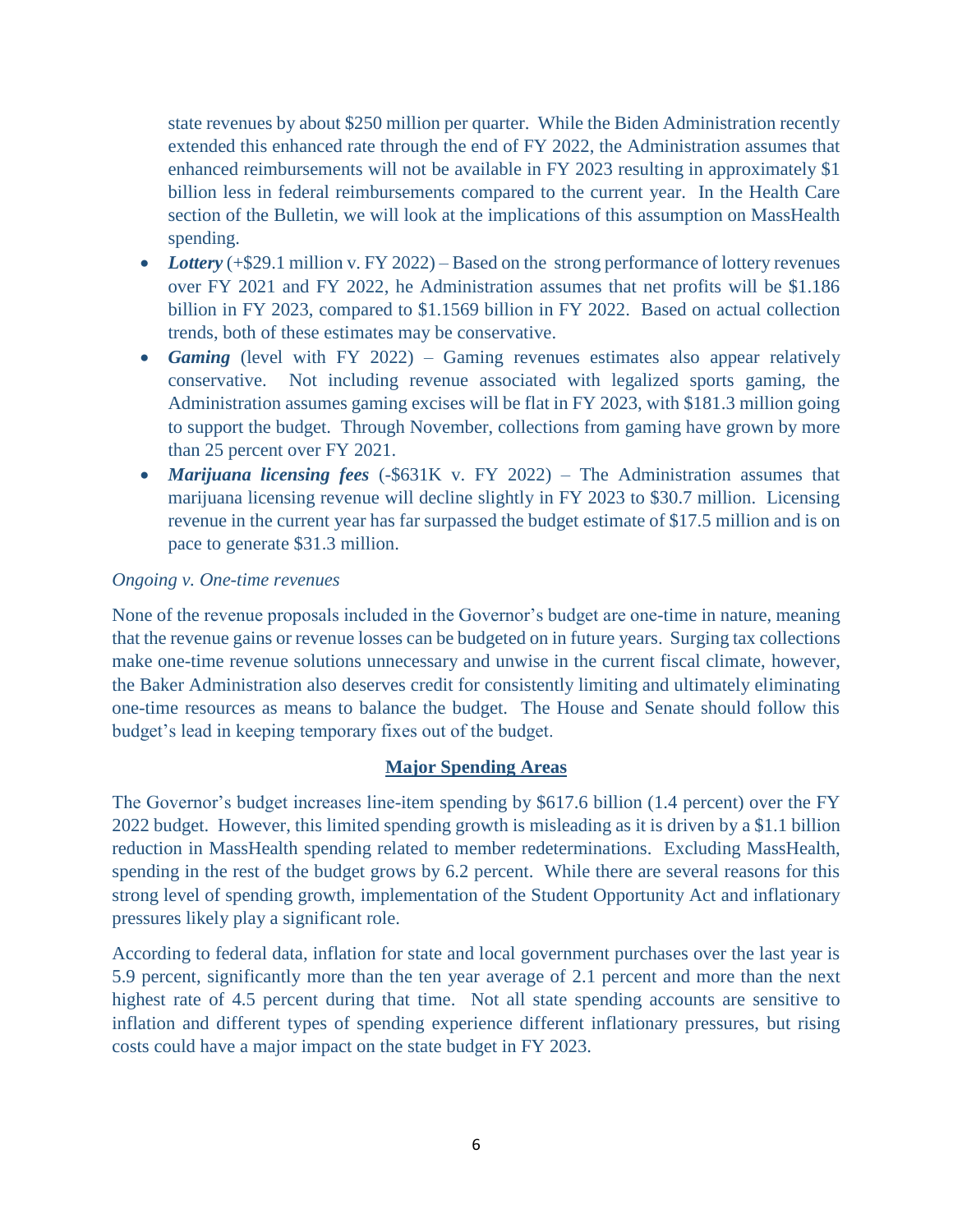state revenues by about $250 million per quarter. While the Biden Administration recently extended this enhanced rate through the end of FY 2022, the Administration assumes that enhanced reimbursements will not be available in FY 2023 resulting in approximately $1 billion less in federal reimbursements compared to the current year. In the Health Care section of the Bulletin, we will look at the implications of this assumption on MassHealth spending.

- ***Lottery*** (+$29.1 million v. FY 2022) – Based on the strong performance of lottery revenues over FY 2021 and FY 2022, he Administration assumes that net profits will be $1.186 billion in FY 2023, compared to $1.1569 billion in FY 2022. Based on actual collection trends, both of these estimates may be conservative.
- ***Gaming*** (level with FY 2022) – Gaming revenues estimates also appear relatively conservative. Not including revenue associated with legalized sports gaming, the Administration assumes gaming excises will be flat in FY 2023, with $181.3 million going to support the budget. Through November, collections from gaming have grown by more than 25 percent over FY 2021.
- ***Marijuana licensing fees*** (-$631K v. FY 2022) – The Administration assumes that marijuana licensing revenue will decline slightly in FY 2023 to $30.7 million. Licensing revenue in the current year has far surpassed the budget estimate of $17.5 million and is on pace to generate $31.3 million.

*Ongoing v. One-time revenues*

None of the revenue proposals included in the Governor's budget are one-time in nature, meaning that the revenue gains or revenue losses can be budgeted on in future years. Surging tax collections make one-time revenue solutions unnecessary and unwise in the current fiscal climate, however, the Baker Administration also deserves credit for consistently limiting and ultimately eliminating one-time resources as means to balance the budget. The House and Senate should follow this budget's lead in keeping temporary fixes out of the budget.

## Major Spending Areas

The Governor's budget increases line-item spending by $617.6 billion (1.4 percent) over the FY 2022 budget. However, this limited spending growth is misleading as it is driven by a $1.1 billion reduction in MassHealth spending related to member redeterminations. Excluding MassHealth, spending in the rest of the budget grows by 6.2 percent. While there are several reasons for this strong level of spending growth, implementation of the Student Opportunity Act and inflationary pressures likely play a significant role.

According to federal data, inflation for state and local government purchases over the last year is 5.9 percent, significantly more than the ten year average of 2.1 percent and more than the next highest rate of 4.5 percent during that time. Not all state spending accounts are sensitive to inflation and different types of spending experience different inflationary pressures, but rising costs could have a major impact on the state budget in FY 2023.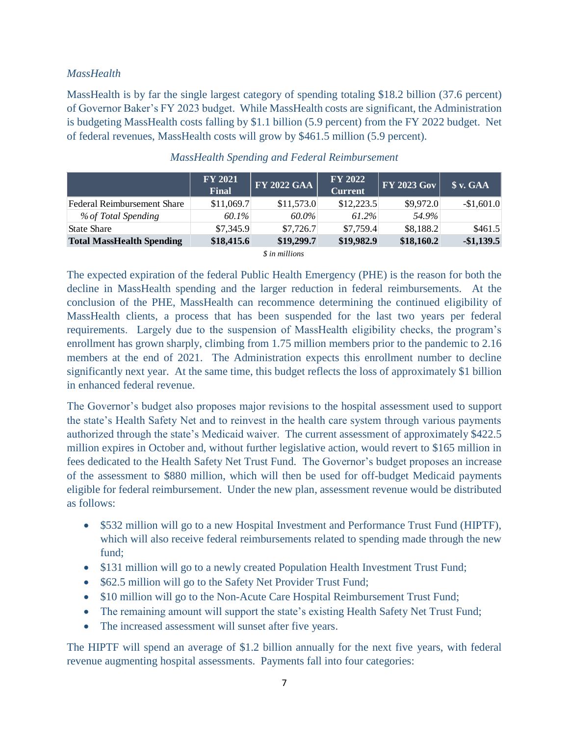*MassHealth*

MassHealth is by far the single largest category of spending totaling $18.2 billion (37.6 percent) of Governor Baker's FY 2023 budget. While MassHealth costs are significant, the Administration is budgeting MassHealth costs falling by $1.1 billion (5.9 percent) from the FY 2022 budget. Net of federal revenues, MassHealth costs will grow by $461.5 million (5.9 percent).

*MassHealth Spending and Federal Reimbursement*

| | FY 2021 Final | FY 2022 GAA | FY 2022 Current | FY 2023 Gov | $ v. GAA |
|---|---|---|---|---|---|
| Federal Reimbursement Share | $11,069.7 | $11,573.0 | $12,223.5 | $9,972.0 | -$1,601.0 |
| *% of Total Spending* | *60.1%* | *60.0%* | *61.2%* | *54.9%* | |
| State Share | $7,345.9 | $7,726.7 | $7,759.4 | $8,188.2 | $461.5 |
| **Total MassHealth Spending** | **$18,415.6** | **$19,299.7** | **$19,982.9** | **$18,160.2** | **-$1,139.5** |

*$ in millions*

The expected expiration of the federal Public Health Emergency (PHE) is the reason for both the decline in MassHealth spending and the larger reduction in federal reimbursements. At the conclusion of the PHE, MassHealth can recommence determining the continued eligibility of MassHealth clients, a process that has been suspended for the last two years per federal requirements. Largely due to the suspension of MassHealth eligibility checks, the program's enrollment has grown sharply, climbing from 1.75 million members prior to the pandemic to 2.16 members at the end of 2021. The Administration expects this enrollment number to decline significantly next year. At the same time, this budget reflects the loss of approximately $1 billion in enhanced federal revenue.

The Governor's budget also proposes major revisions to the hospital assessment used to support the state's Health Safety Net and to reinvest in the health care system through various payments authorized through the state's Medicaid waiver. The current assessment of approximately $422.5 million expires in October and, without further legislative action, would revert to $165 million in fees dedicated to the Health Safety Net Trust Fund. The Governor's budget proposes an increase of the assessment to $880 million, which will then be used for off-budget Medicaid payments eligible for federal reimbursement. Under the new plan, assessment revenue would be distributed as follows:

- $532 million will go to a new Hospital Investment and Performance Trust Fund (HIPTF), which will also receive federal reimbursements related to spending made through the new fund;
- $131 million will go to a newly created Population Health Investment Trust Fund;
- $62.5 million will go to the Safety Net Provider Trust Fund;
- $10 million will go to the Non-Acute Care Hospital Reimbursement Trust Fund;
- The remaining amount will support the state's existing Health Safety Net Trust Fund;
- The increased assessment will sunset after five years.

The HIPTF will spend an average of $1.2 billion annually for the next five years, with federal revenue augmenting hospital assessments. Payments fall into four categories: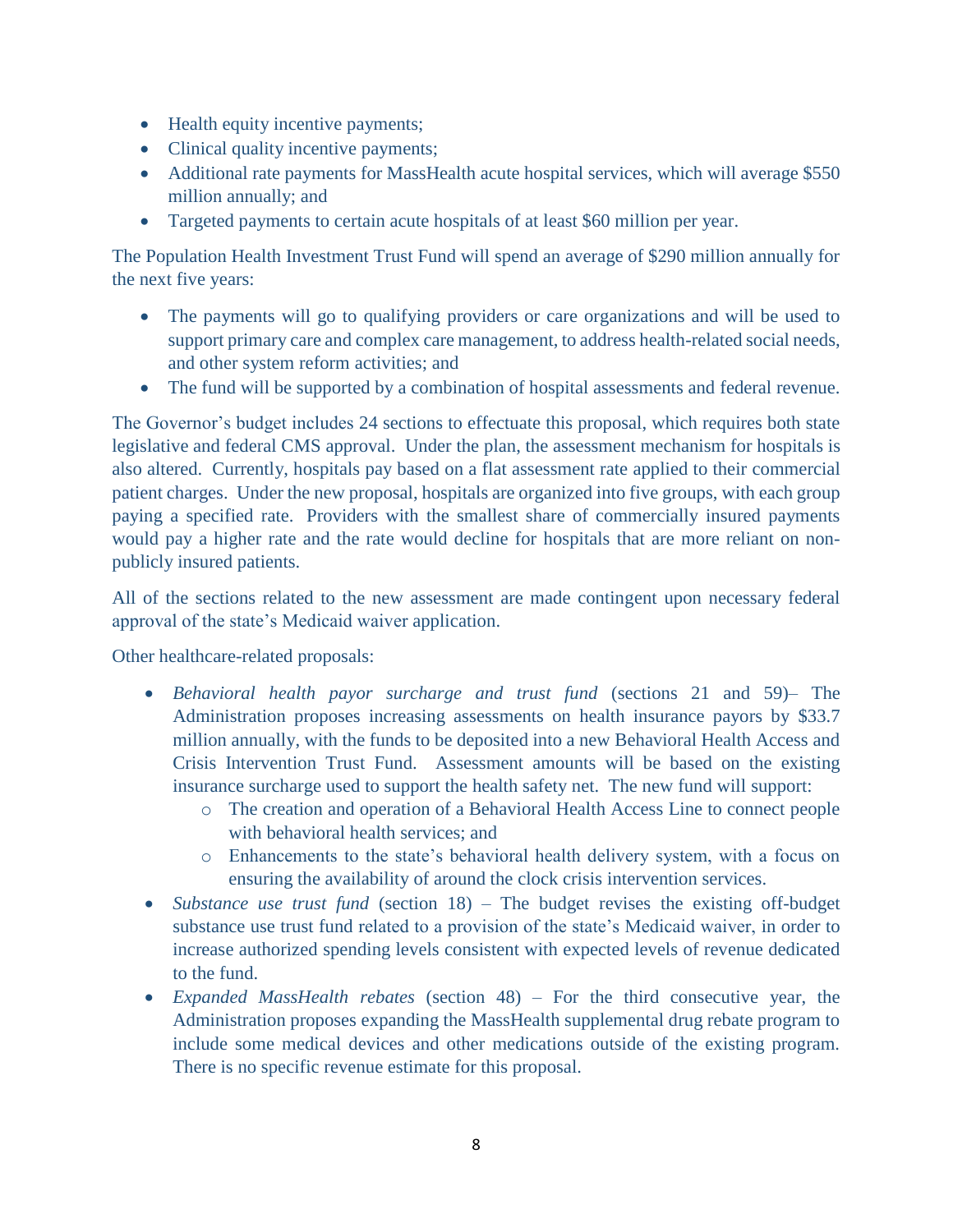- Health equity incentive payments;
- Clinical quality incentive payments;
- Additional rate payments for MassHealth acute hospital services, which will average $550 million annually; and
- Targeted payments to certain acute hospitals of at least $60 million per year.

The Population Health Investment Trust Fund will spend an average of $290 million annually for the next five years:

- The payments will go to qualifying providers or care organizations and will be used to support primary care and complex care management, to address health-related social needs, and other system reform activities; and
- The fund will be supported by a combination of hospital assessments and federal revenue.

The Governor's budget includes 24 sections to effectuate this proposal, which requires both state legislative and federal CMS approval. Under the plan, the assessment mechanism for hospitals is also altered. Currently, hospitals pay based on a flat assessment rate applied to their commercial patient charges. Under the new proposal, hospitals are organized into five groups, with each group paying a specified rate. Providers with the smallest share of commercially insured payments would pay a higher rate and the rate would decline for hospitals that are more reliant on non-publicly insured patients.

All of the sections related to the new assessment are made contingent upon necessary federal approval of the state's Medicaid waiver application.

Other healthcare-related proposals:

- *Behavioral health payor surcharge and trust fund* (sections 21 and 59)– The Administration proposes increasing assessments on health insurance payors by $33.7 million annually, with the funds to be deposited into a new Behavioral Health Access and Crisis Intervention Trust Fund. Assessment amounts will be based on the existing insurance surcharge used to support the health safety net. The new fund will support:
  - The creation and operation of a Behavioral Health Access Line to connect people with behavioral health services; and
  - Enhancements to the state's behavioral health delivery system, with a focus on ensuring the availability of around the clock crisis intervention services.
- *Substance use trust fund* (section 18) – The budget revises the existing off-budget substance use trust fund related to a provision of the state's Medicaid waiver, in order to increase authorized spending levels consistent with expected levels of revenue dedicated to the fund.
- *Expanded MassHealth rebates* (section 48) – For the third consecutive year, the Administration proposes expanding the MassHealth supplemental drug rebate program to include some medical devices and other medications outside of the existing program. There is no specific revenue estimate for this proposal.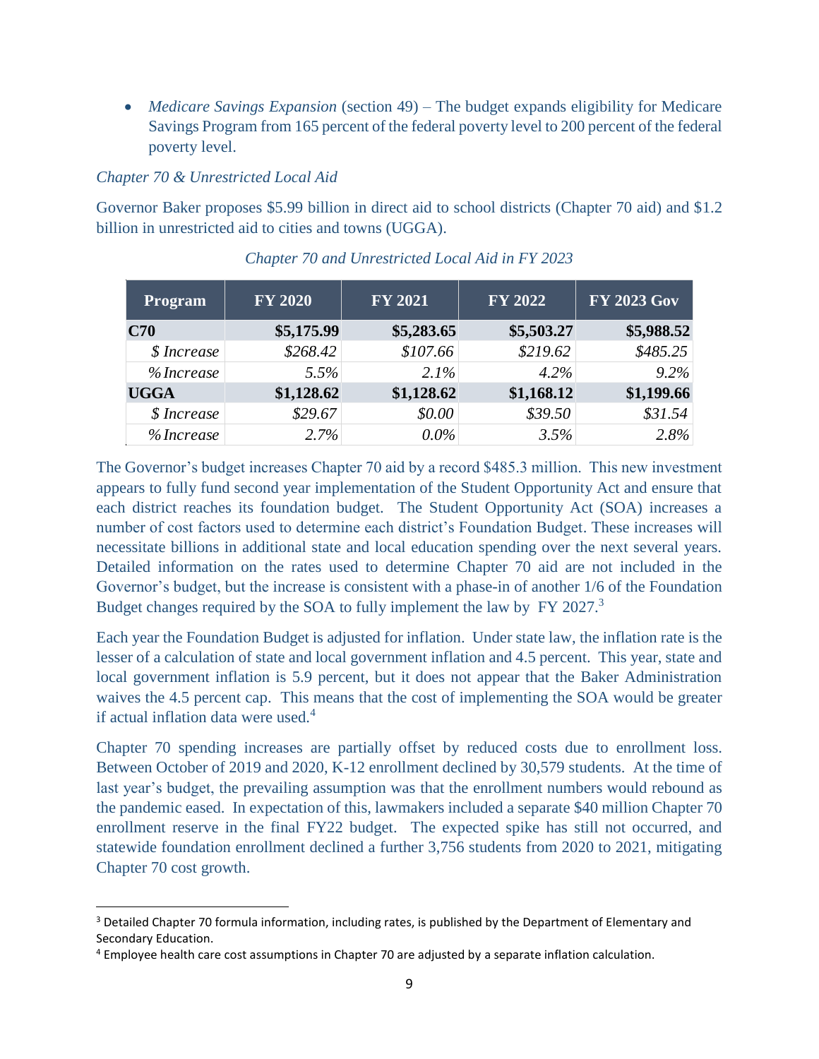- *Medicare Savings Expansion* (section 49) – The budget expands eligibility for Medicare Savings Program from 165 percent of the federal poverty level to 200 percent of the federal poverty level.

*Chapter 70 & Unrestricted Local Aid*

Governor Baker proposes $5.99 billion in direct aid to school districts (Chapter 70 aid) and $1.2 billion in unrestricted aid to cities and towns (UGGA).

*Chapter 70 and Unrestricted Local Aid in FY 2023*

| Program | FY 2020 | FY 2021 | FY 2022 | FY 2023 Gov |
|---|---|---|---|---|
| **C70** | **$5,175.99** | **$5,283.65** | **$5,503.27** | **$5,988.52** |
| *$ Increase* | *$268.42* | *$107.66* | *$219.62* | *$485.25* |
| *% Increase* | *5.5%* | *2.1%* | *4.2%* | *9.2%* |
| **UGGA** | **$1,128.62** | **$1,128.62** | **$1,168.12** | **$1,199.66** |
| *$ Increase* | *$29.67* | *$0.00* | *$39.50* | *$31.54* |
| *% Increase* | *2.7%* | *0.0%* | *3.5%* | *2.8%* |

The Governor's budget increases Chapter 70 aid by a record $485.3 million. This new investment appears to fully fund second year implementation of the Student Opportunity Act and ensure that each district reaches its foundation budget. The Student Opportunity Act (SOA) increases a number of cost factors used to determine each district's Foundation Budget. These increases will necessitate billions in additional state and local education spending over the next several years. Detailed information on the rates used to determine Chapter 70 aid are not included in the Governor's budget, but the increase is consistent with a phase-in of another 1/6 of the Foundation Budget changes required by the SOA to fully implement the law by FY 2027.[3]

Each year the Foundation Budget is adjusted for inflation. Under state law, the inflation rate is the lesser of a calculation of state and local government inflation and 4.5 percent. This year, state and local government inflation is 5.9 percent, but it does not appear that the Baker Administration waives the 4.5 percent cap. This means that the cost of implementing the SOA would be greater if actual inflation data were used.[4]

Chapter 70 spending increases are partially offset by reduced costs due to enrollment loss. Between October of 2019 and 2020, K-12 enrollment declined by 30,579 students. At the time of last year's budget, the prevailing assumption was that the enrollment numbers would rebound as the pandemic eased. In expectation of this, lawmakers included a separate $40 million Chapter 70 enrollment reserve in the final FY22 budget. The expected spike has still not occurred, and statewide foundation enrollment declined a further 3,756 students from 2020 to 2021, mitigating Chapter 70 cost growth.

[3] Detailed Chapter 70 formula information, including rates, is published by the Department of Elementary and Secondary Education.

[4] Employee health care cost assumptions in Chapter 70 are adjusted by a separate inflation calculation.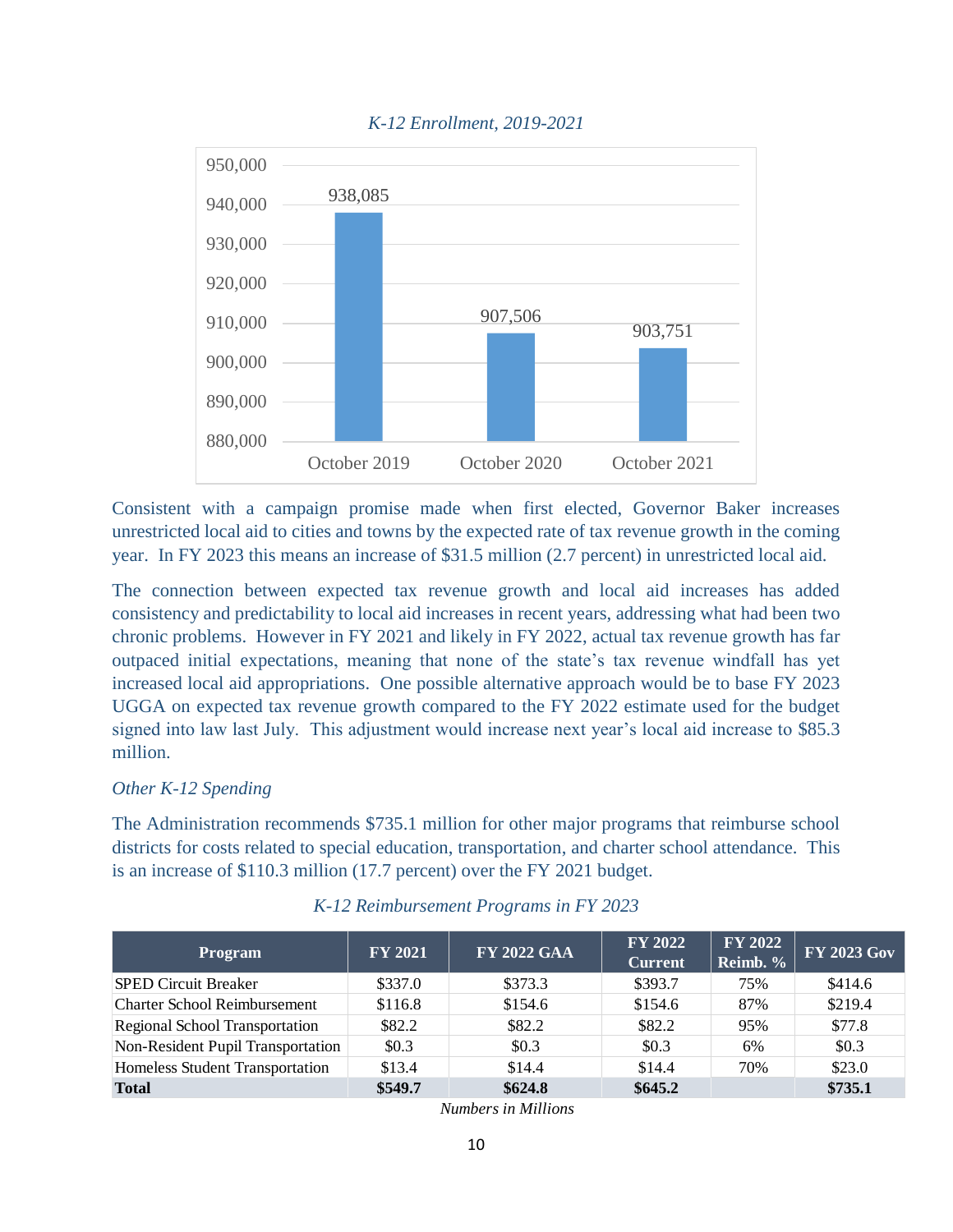*K-12 Enrollment, 2019-2021*

| | October 2019 | October 2020 | October 2021 |
|---|---|---|---|
| Enrollment | 938,085 | 907,506 | 903,751 |

Consistent with a campaign promise made when first elected, Governor Baker increases unrestricted local aid to cities and towns by the expected rate of tax revenue growth in the coming year. In FY 2023 this means an increase of $31.5 million (2.7 percent) in unrestricted local aid.

The connection between expected tax revenue growth and local aid increases has added consistency and predictability to local aid increases in recent years, addressing what had been two chronic problems. However in FY 2021 and likely in FY 2022, actual tax revenue growth has far outpaced initial expectations, meaning that none of the state's tax revenue windfall has yet increased local aid appropriations. One possible alternative approach would be to base FY 2023 UGGA on expected tax revenue growth compared to the FY 2022 estimate used for the budget signed into law last July. This adjustment would increase next year's local aid increase to $85.3 million.

### *Other K-12 Spending*

The Administration recommends $735.1 million for other major programs that reimburse school districts for costs related to special education, transportation, and charter school attendance. This is an increase of $110.3 million (17.7 percent) over the FY 2021 budget.

*K-12 Reimbursement Programs in FY 2023*

| Program | FY 2021 | FY 2022 GAA | FY 2022 Current | FY 2022 Reimb. % | FY 2023 Gov |
|---|---|---|---|---|---|
| SPED Circuit Breaker | $337.0 | $373.3 | $393.7 | 75% | $414.6 |
| Charter School Reimbursement | $116.8 | $154.6 | $154.6 | 87% | $219.4 |
| Regional School Transportation | $82.2 | $82.2 | $82.2 | 95% | $77.8 |
| Non-Resident Pupil Transportation | $0.3 | $0.3 | $0.3 | 6% | $0.3 |
| Homeless Student Transportation | $13.4 | $14.4 | $14.4 | 70% | $23.0 |
| **Total** | **$549.7** | **$624.8** | **$645.2** | | **$735.1** |

*Numbers in Millions*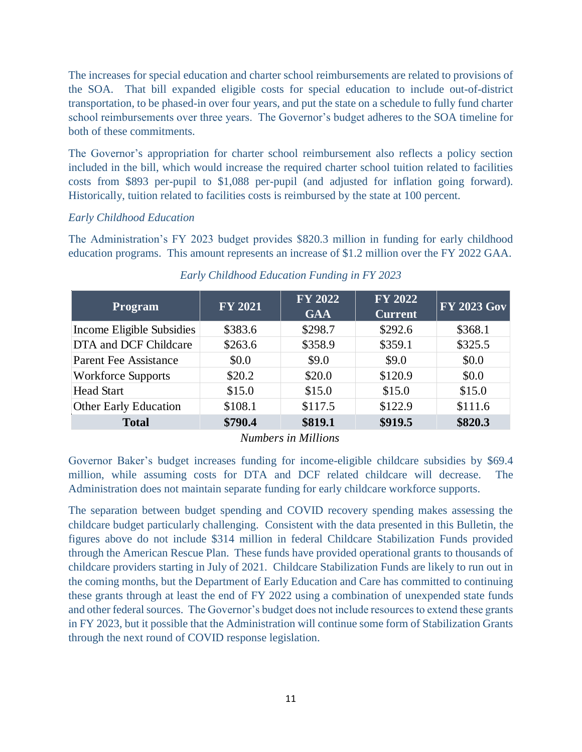The increases for special education and charter school reimbursements are related to provisions of the SOA. That bill expanded eligible costs for special education to include out-of-district transportation, to be phased-in over four years, and put the state on a schedule to fully fund charter school reimbursements over three years. The Governor's budget adheres to the SOA timeline for both of these commitments.

The Governor's appropriation for charter school reimbursement also reflects a policy section included in the bill, which would increase the required charter school tuition related to facilities costs from $893 per-pupil to $1,088 per-pupil (and adjusted for inflation going forward). Historically, tuition related to facilities costs is reimbursed by the state at 100 percent.

*Early Childhood Education*

The Administration's FY 2023 budget provides $820.3 million in funding for early childhood education programs. This amount represents an increase of $1.2 million over the FY 2022 GAA.

*Early Childhood Education Funding in FY 2023*

| Program | FY 2021 | FY 2022 GAA | FY 2022 Current | FY 2023 Gov |
|---|---|---|---|---|
| Income Eligible Subsidies | $383.6 | $298.7 | $292.6 | $368.1 |
| DTA and DCF Childcare | $263.6 | $358.9 | $359.1 | $325.5 |
| Parent Fee Assistance | $0.0 | $9.0 | $9.0 | $0.0 |
| Workforce Supports | $20.2 | $20.0 | $120.9 | $0.0 |
| Head Start | $15.0 | $15.0 | $15.0 | $15.0 |
| Other Early Education | $108.1 | $117.5 | $122.9 | $111.6 |
| **Total** | **$790.4** | **$819.1** | **$919.5** | **$820.3** |

*Numbers in Millions*

Governor Baker's budget increases funding for income-eligible childcare subsidies by $69.4 million, while assuming costs for DTA and DCF related childcare will decrease. The Administration does not maintain separate funding for early childcare workforce supports.

The separation between budget spending and COVID recovery spending makes assessing the childcare budget particularly challenging. Consistent with the data presented in this Bulletin, the figures above do not include $314 million in federal Childcare Stabilization Funds provided through the American Rescue Plan. These funds have provided operational grants to thousands of childcare providers starting in July of 2021. Childcare Stabilization Funds are likely to run out in the coming months, but the Department of Early Education and Care has committed to continuing these grants through at least the end of FY 2022 using a combination of unexpended state funds and other federal sources. The Governor's budget does not include resources to extend these grants in FY 2023, but it possible that the Administration will continue some form of Stabilization Grants through the next round of COVID response legislation.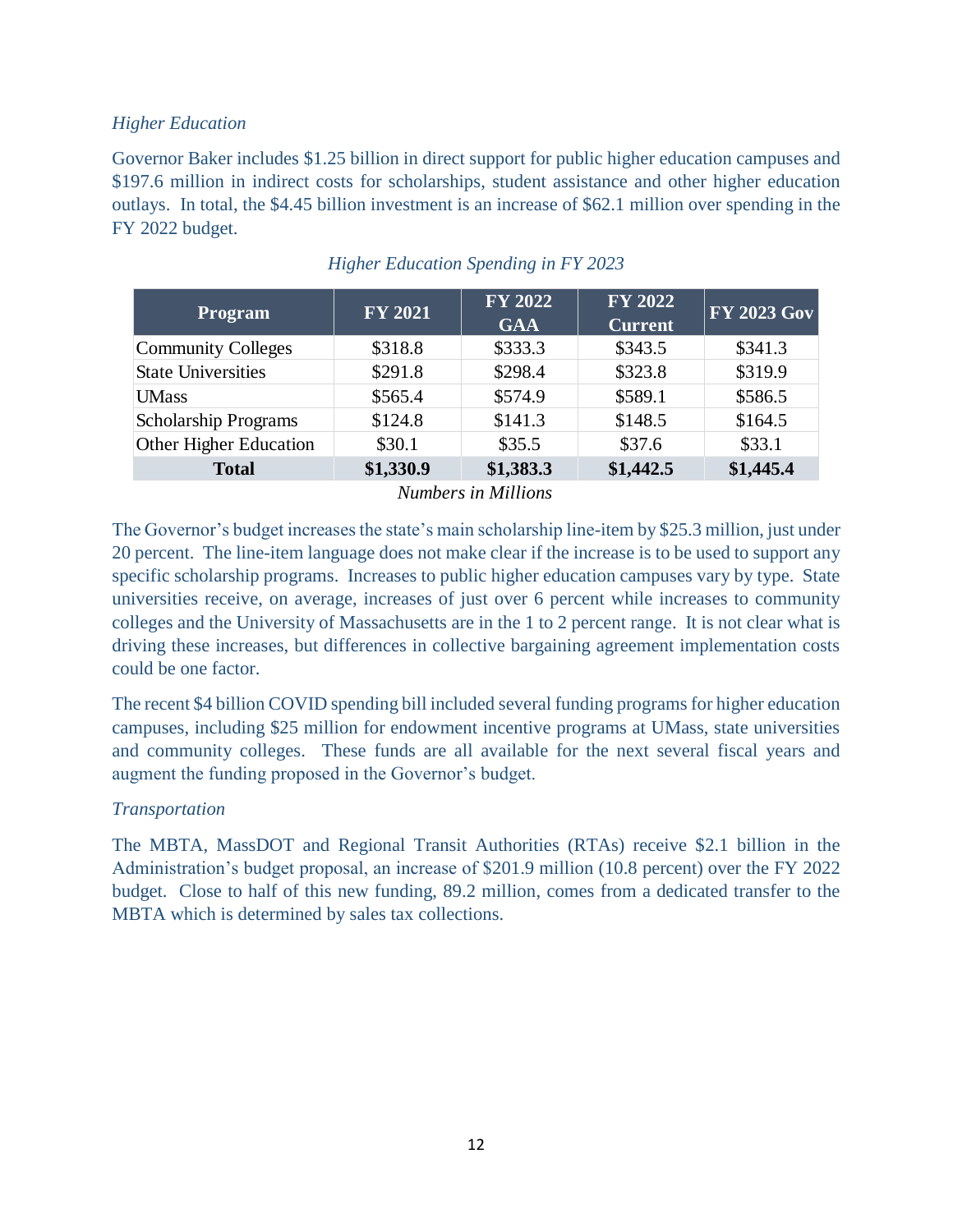*Higher Education*

Governor Baker includes $1.25 billion in direct support for public higher education campuses and $197.6 million in indirect costs for scholarships, student assistance and other higher education outlays. In total, the $4.45 billion investment is an increase of $62.1 million over spending in the FY 2022 budget.

*Higher Education Spending in FY 2023*

| Program | FY 2021 | FY 2022 GAA | FY 2022 Current | FY 2023 Gov |
|---|---|---|---|---|
| Community Colleges | $318.8 | $333.3 | $343.5 | $341.3 |
| State Universities | $291.8 | $298.4 | $323.8 | $319.9 |
| UMass | $565.4 | $574.9 | $589.1 | $586.5 |
| Scholarship Programs | $124.8 | $141.3 | $148.5 | $164.5 |
| Other Higher Education | $30.1 | $35.5 | $37.6 | $33.1 |
| **Total** | **$1,330.9** | **$1,383.3** | **$1,442.5** | **$1,445.4** |

*Numbers in Millions*

The Governor's budget increases the state's main scholarship line-item by $25.3 million, just under 20 percent. The line-item language does not make clear if the increase is to be used to support any specific scholarship programs. Increases to public higher education campuses vary by type. State universities receive, on average, increases of just over 6 percent while increases to community colleges and the University of Massachusetts are in the 1 to 2 percent range. It is not clear what is driving these increases, but differences in collective bargaining agreement implementation costs could be one factor.

The recent $4 billion COVID spending bill included several funding programs for higher education campuses, including $25 million for endowment incentive programs at UMass, state universities and community colleges. These funds are all available for the next several fiscal years and augment the funding proposed in the Governor's budget.

*Transportation*

The MBTA, MassDOT and Regional Transit Authorities (RTAs) receive $2.1 billion in the Administration's budget proposal, an increase of $201.9 million (10.8 percent) over the FY 2022 budget. Close to half of this new funding, 89.2 million, comes from a dedicated transfer to the MBTA which is determined by sales tax collections.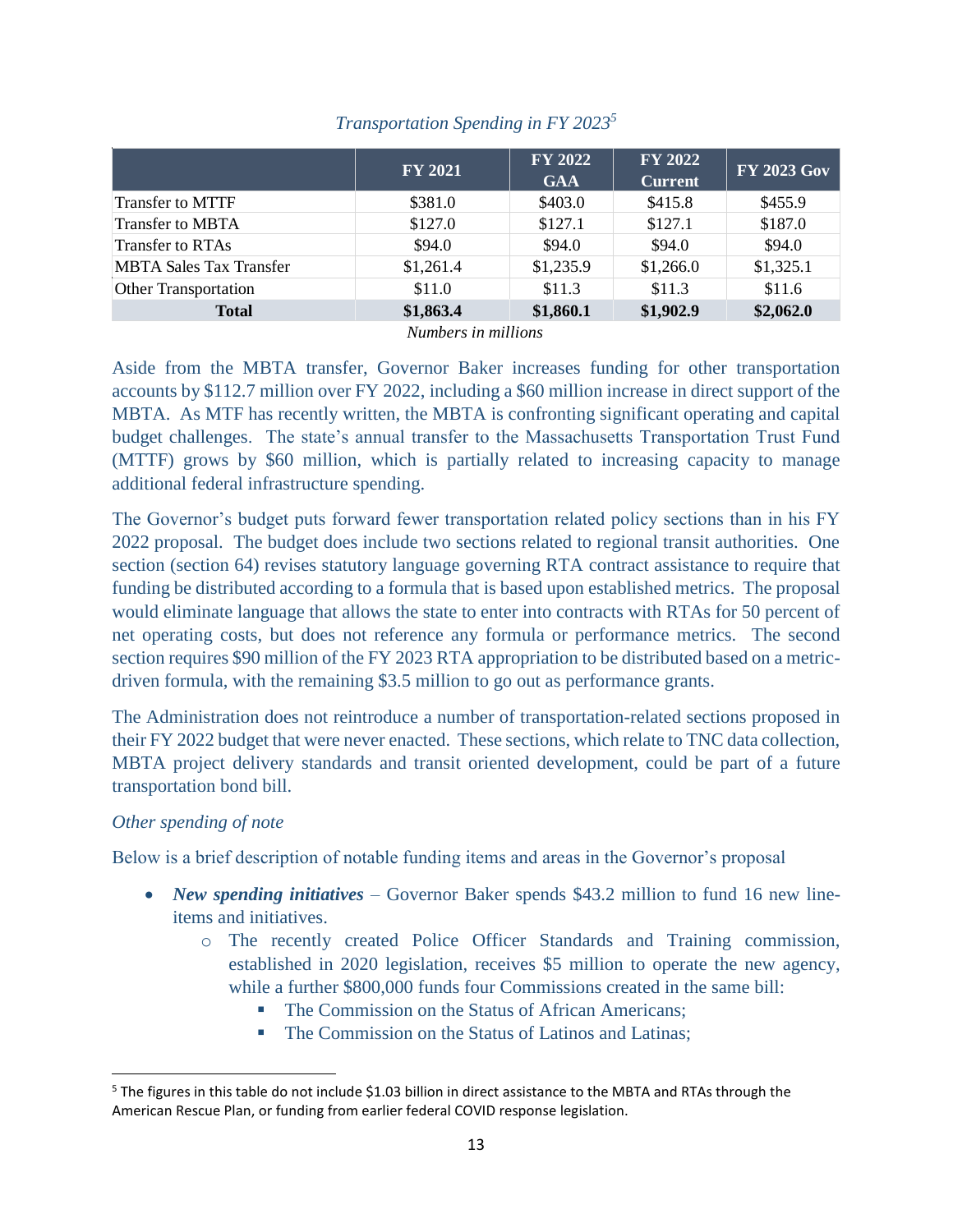*Transportation Spending in FY 2023*[5]

| | FY 2021 | FY 2022 GAA | FY 2022 Current | FY 2023 Gov |
|---|---|---|---|---|
| Transfer to MTTF | $381.0 | $403.0 | $415.8 | $455.9 |
| Transfer to MBTA | $127.0 | $127.1 | $127.1 | $187.0 |
| Transfer to RTAs | $94.0 | $94.0 | $94.0 | $94.0 |
| MBTA Sales Tax Transfer | $1,261.4 | $1,235.9 | $1,266.0 | $1,325.1 |
| Other Transportation | $11.0 | $11.3 | $11.3 | $11.6 |
| **Total** | **$1,863.4** | **$1,860.1** | **$1,902.9** | **$2,062.0** |

*Numbers in millions*

Aside from the MBTA transfer, Governor Baker increases funding for other transportation accounts by $112.7 million over FY 2022, including a $60 million increase in direct support of the MBTA. As MTF has recently written, the MBTA is confronting significant operating and capital budget challenges. The state's annual transfer to the Massachusetts Transportation Trust Fund (MTTF) grows by $60 million, which is partially related to increasing capacity to manage additional federal infrastructure spending.

The Governor's budget puts forward fewer transportation related policy sections than in his FY 2022 proposal. The budget does include two sections related to regional transit authorities. One section (section 64) revises statutory language governing RTA contract assistance to require that funding be distributed according to a formula that is based upon established metrics. The proposal would eliminate language that allows the state to enter into contracts with RTAs for 50 percent of net operating costs, but does not reference any formula or performance metrics. The second section requires $90 million of the FY 2023 RTA appropriation to be distributed based on a metric-driven formula, with the remaining $3.5 million to go out as performance grants.

The Administration does not reintroduce a number of transportation-related sections proposed in their FY 2022 budget that were never enacted. These sections, which relate to TNC data collection, MBTA project delivery standards and transit oriented development, could be part of a future transportation bond bill.

*Other spending of note*

Below is a brief description of notable funding items and areas in the Governor's proposal

- ***New spending initiatives*** – Governor Baker spends $43.2 million to fund 16 new line-items and initiatives.
    - The recently created Police Officer Standards and Training commission, established in 2020 legislation, receives $5 million to operate the new agency, while a further $800,000 funds four Commissions created in the same bill:
        - The Commission on the Status of African Americans;
        - The Commission on the Status of Latinos and Latinas;

[5] The figures in this table do not include $1.03 billion in direct assistance to the MBTA and RTAs through the American Rescue Plan, or funding from earlier federal COVID response legislation.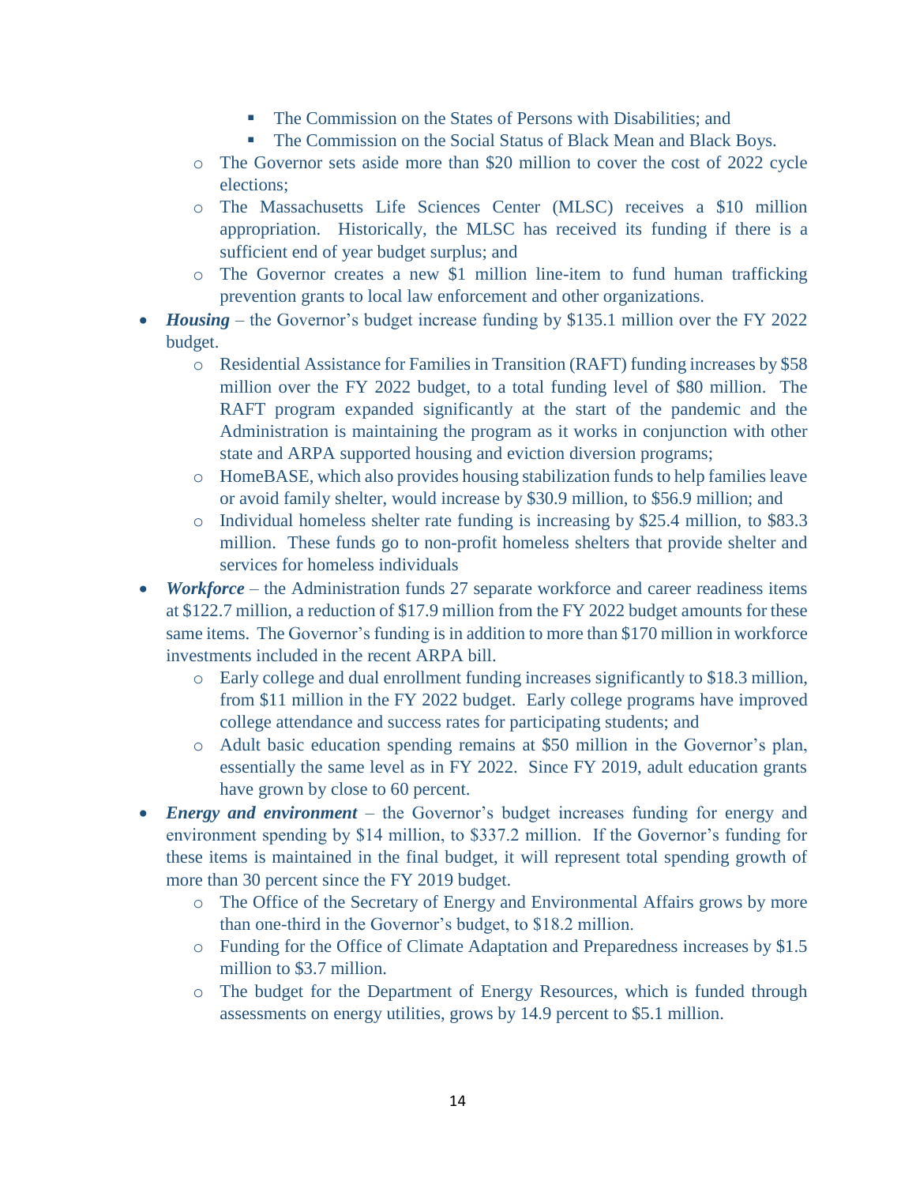- The Commission on the States of Persons with Disabilities; and
        - The Commission on the Social Status of Black Mean and Black Boys.
    - The Governor sets aside more than $20 million to cover the cost of 2022 cycle elections;
    - The Massachusetts Life Sciences Center (MLSC) receives a $10 million appropriation. Historically, the MLSC has received its funding if there is a sufficient end of year budget surplus; and
    - The Governor creates a new $1 million line-item to fund human trafficking prevention grants to local law enforcement and other organizations.
- ***Housing*** – the Governor's budget increase funding by $135.1 million over the FY 2022 budget.
    - Residential Assistance for Families in Transition (RAFT) funding increases by $58 million over the FY 2022 budget, to a total funding level of $80 million. The RAFT program expanded significantly at the start of the pandemic and the Administration is maintaining the program as it works in conjunction with other state and ARPA supported housing and eviction diversion programs;
    - HomeBASE, which also provides housing stabilization funds to help families leave or avoid family shelter, would increase by $30.9 million, to $56.9 million; and
    - Individual homeless shelter rate funding is increasing by $25.4 million, to $83.3 million. These funds go to non-profit homeless shelters that provide shelter and services for homeless individuals
- ***Workforce*** – the Administration funds 27 separate workforce and career readiness items at $122.7 million, a reduction of $17.9 million from the FY 2022 budget amounts for these same items. The Governor's funding is in addition to more than $170 million in workforce investments included in the recent ARPA bill.
    - Early college and dual enrollment funding increases significantly to $18.3 million, from $11 million in the FY 2022 budget. Early college programs have improved college attendance and success rates for participating students; and
    - Adult basic education spending remains at $50 million in the Governor's plan, essentially the same level as in FY 2022. Since FY 2019, adult education grants have grown by close to 60 percent.
- ***Energy and environment*** – the Governor's budget increases funding for energy and environment spending by $14 million, to $337.2 million. If the Governor's funding for these items is maintained in the final budget, it will represent total spending growth of more than 30 percent since the FY 2019 budget.
    - The Office of the Secretary of Energy and Environmental Affairs grows by more than one-third in the Governor's budget, to $18.2 million.
    - Funding for the Office of Climate Adaptation and Preparedness increases by $1.5 million to $3.7 million.
    - The budget for the Department of Energy Resources, which is funded through assessments on energy utilities, grows by 14.9 percent to $5.1 million.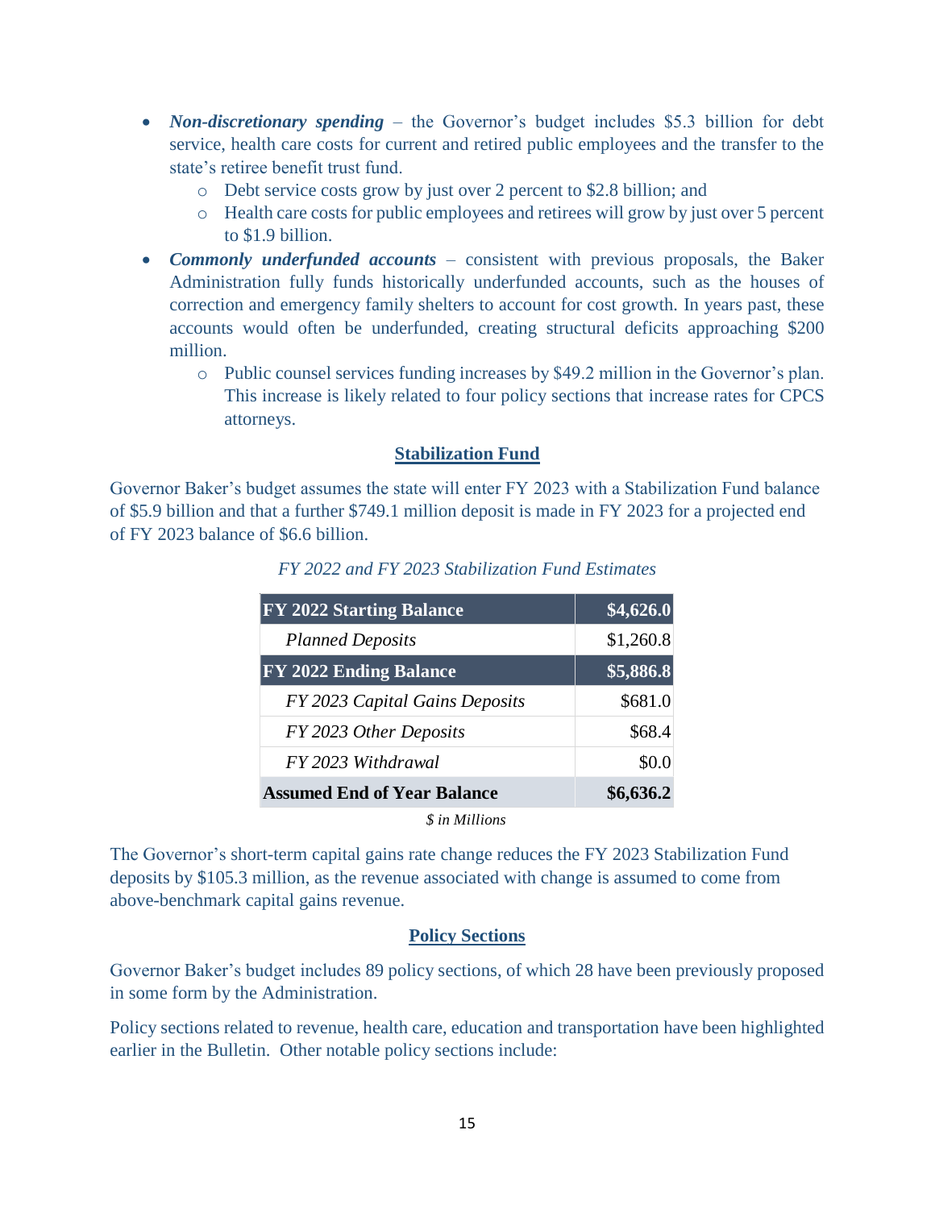- ***Non-discretionary spending*** – the Governor's budget includes $5.3 billion for debt service, health care costs for current and retired public employees and the transfer to the state's retiree benefit trust fund.
  - Debt service costs grow by just over 2 percent to $2.8 billion; and
  - Health care costs for public employees and retirees will grow by just over 5 percent to $1.9 billion.
- ***Commonly underfunded accounts*** – consistent with previous proposals, the Baker Administration fully funds historically underfunded accounts, such as the houses of correction and emergency family shelters to account for cost growth. In years past, these accounts would often be underfunded, creating structural deficits approaching $200 million.
  - Public counsel services funding increases by $49.2 million in the Governor's plan. This increase is likely related to four policy sections that increase rates for CPCS attorneys.

## Stabilization Fund

Governor Baker's budget assumes the state will enter FY 2023 with a Stabilization Fund balance of $5.9 billion and that a further $749.1 million deposit is made in FY 2023 for a projected end of FY 2023 balance of $6.6 billion.

*FY 2022 and FY 2023 Stabilization Fund Estimates*

| **FY 2022 Starting Balance** | **$4,626.0** |
|---|---|
| *Planned Deposits* | $1,260.8 |
| **FY 2022 Ending Balance** | **$5,886.8** |
| *FY 2023 Capital Gains Deposits* | $681.0 |
| *FY 2023 Other Deposits* | $68.4 |
| *FY 2023 Withdrawal* | $0.0 |
| **Assumed End of Year Balance** | **$6,636.2** |

*$ in Millions*

The Governor's short-term capital gains rate change reduces the FY 2023 Stabilization Fund deposits by $105.3 million, as the revenue associated with change is assumed to come from above-benchmark capital gains revenue.

## Policy Sections

Governor Baker's budget includes 89 policy sections, of which 28 have been previously proposed in some form by the Administration.

Policy sections related to revenue, health care, education and transportation have been highlighted earlier in the Bulletin. Other notable policy sections include: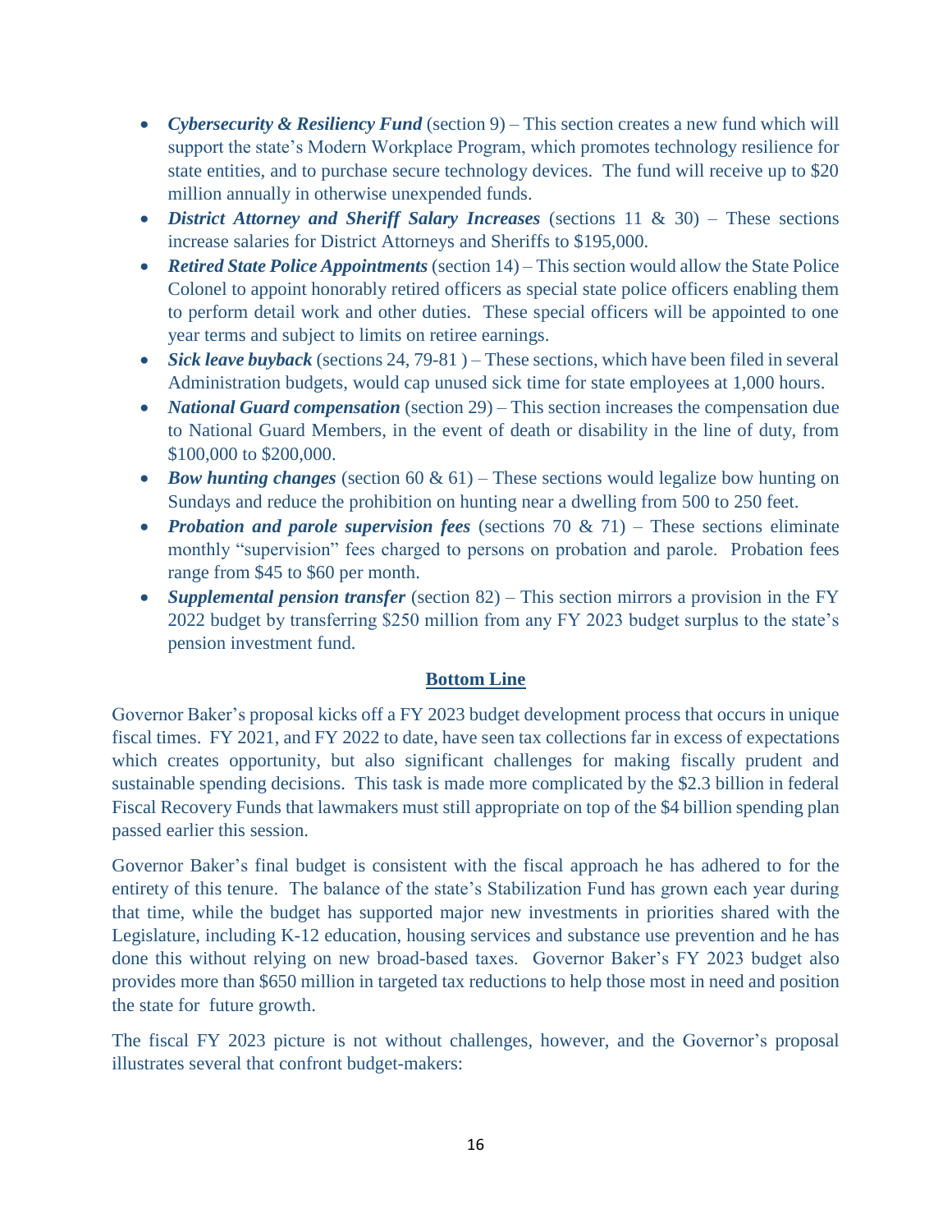- ***Cybersecurity & Resiliency Fund*** (section 9) – This section creates a new fund which will support the state's Modern Workplace Program, which promotes technology resilience for state entities, and to purchase secure technology devices. The fund will receive up to $20 million annually in otherwise unexpended funds.
- ***District Attorney and Sheriff Salary Increases*** (sections 11 & 30) – These sections increase salaries for District Attorneys and Sheriffs to $195,000.
- ***Retired State Police Appointments*** (section 14) – This section would allow the State Police Colonel to appoint honorably retired officers as special state police officers enabling them to perform detail work and other duties. These special officers will be appointed to one year terms and subject to limits on retiree earnings.
- ***Sick leave buyback*** (sections 24, 79-81 ) – These sections, which have been filed in several Administration budgets, would cap unused sick time for state employees at 1,000 hours.
- ***National Guard compensation*** (section 29) – This section increases the compensation due to National Guard Members, in the event of death or disability in the line of duty, from $100,000 to $200,000.
- ***Bow hunting changes*** (section 60 & 61) – These sections would legalize bow hunting on Sundays and reduce the prohibition on hunting near a dwelling from 500 to 250 feet.
- ***Probation and parole supervision fees*** (sections 70 & 71) – These sections eliminate monthly "supervision" fees charged to persons on probation and parole. Probation fees range from $45 to $60 per month.
- ***Supplemental pension transfer*** (section 82) – This section mirrors a provision in the FY 2022 budget by transferring $250 million from any FY 2023 budget surplus to the state's pension investment fund.

## Bottom Line

Governor Baker's proposal kicks off a FY 2023 budget development process that occurs in unique fiscal times. FY 2021, and FY 2022 to date, have seen tax collections far in excess of expectations which creates opportunity, but also significant challenges for making fiscally prudent and sustainable spending decisions. This task is made more complicated by the $2.3 billion in federal Fiscal Recovery Funds that lawmakers must still appropriate on top of the $4 billion spending plan passed earlier this session.

Governor Baker's final budget is consistent with the fiscal approach he has adhered to for the entirety of this tenure. The balance of the state's Stabilization Fund has grown each year during that time, while the budget has supported major new investments in priorities shared with the Legislature, including K-12 education, housing services and substance use prevention and he has done this without relying on new broad-based taxes. Governor Baker's FY 2023 budget also provides more than $650 million in targeted tax reductions to help those most in need and position the state for future growth.

The fiscal FY 2023 picture is not without challenges, however, and the Governor's proposal illustrates several that confront budget-makers: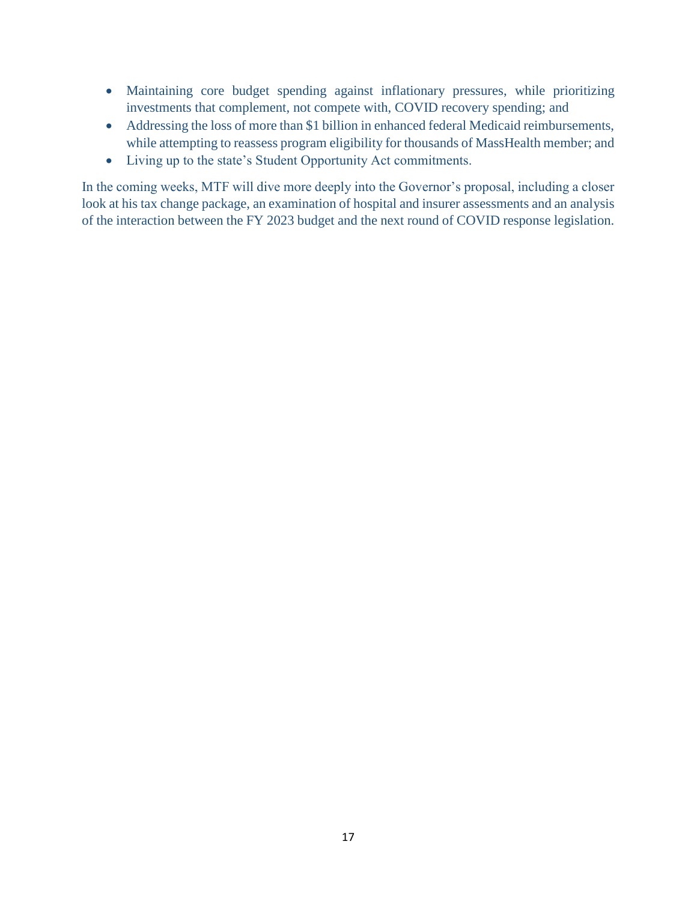- Maintaining core budget spending against inflationary pressures, while prioritizing investments that complement, not compete with, COVID recovery spending; and
- Addressing the loss of more than $1 billion in enhanced federal Medicaid reimbursements, while attempting to reassess program eligibility for thousands of MassHealth member; and
- Living up to the state's Student Opportunity Act commitments.

In the coming weeks, MTF will dive more deeply into the Governor's proposal, including a closer look at his tax change package, an examination of hospital and insurer assessments and an analysis of the interaction between the FY 2023 budget and the next round of COVID response legislation.